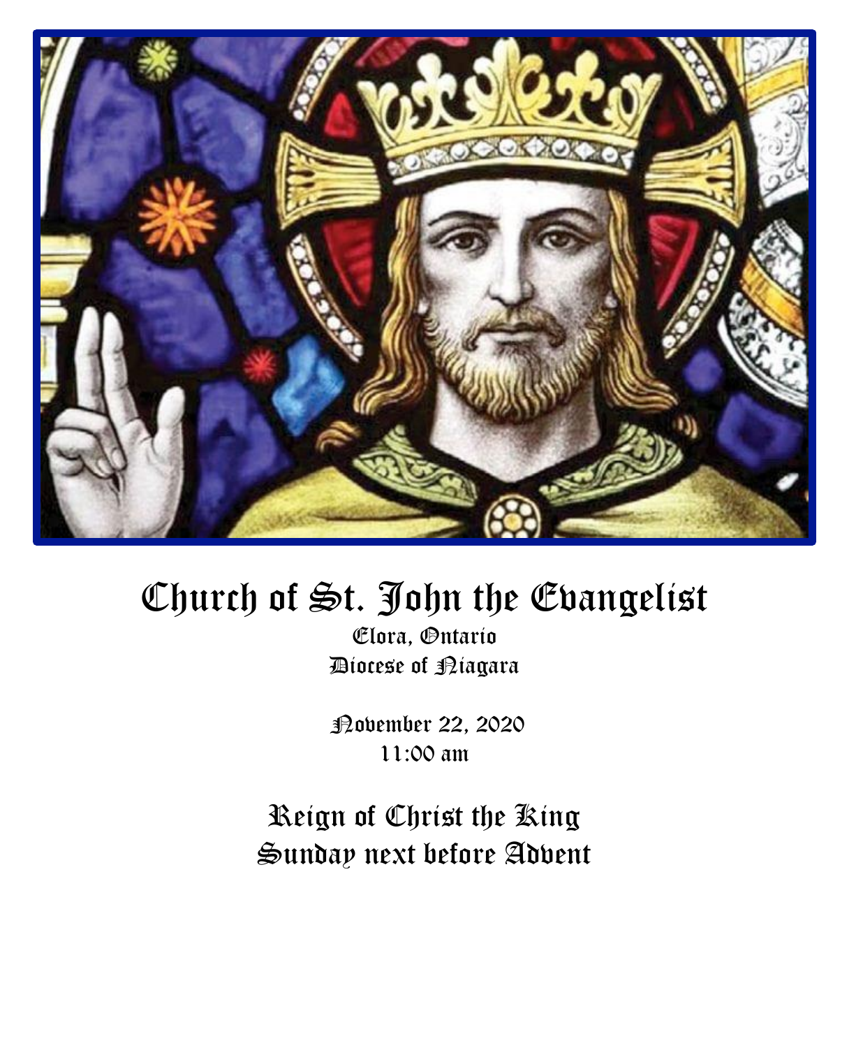# Church of St. John the Evangelist

Elora, Ontario
Diocese of Niagara

November 22, 2020
11:00 am

## Reign of Christ the King
## Sunday next before Advent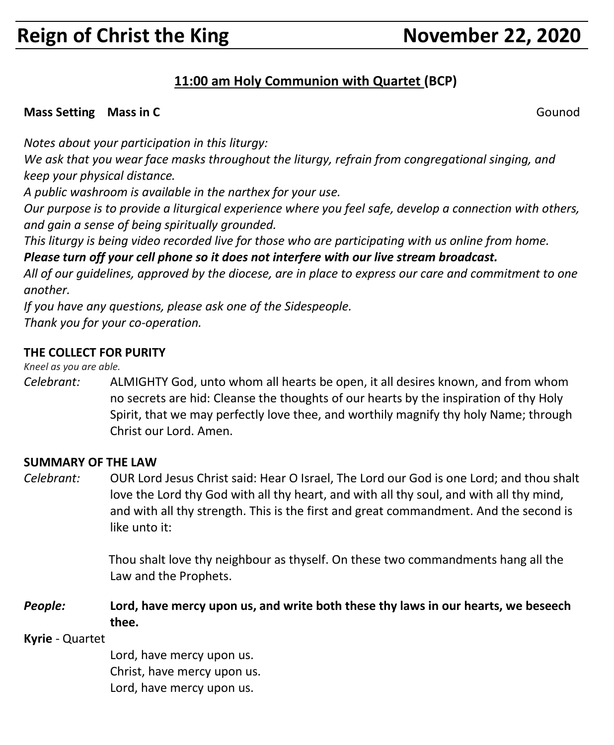# Reign of Christ the King — November 22, 2020

## 11:00 am Holy Communion with Quartet (BCP)

**Mass Setting  Mass in C** — Gounod

*Notes about your participation in this liturgy:*
*We ask that you wear face masks throughout the liturgy, refrain from congregational singing, and keep your physical distance.*
*A public washroom is available in the narthex for your use.*
*Our purpose is to provide a liturgical experience where you feel safe, develop a connection with others, and gain a sense of being spiritually grounded.*
*This liturgy is being video recorded live for those who are participating with us online from home.*
***Please turn off your cell phone so it does not interfere with our live stream broadcast.***
*All of our guidelines, approved by the diocese, are in place to express our care and commitment to one another.*
*If you have any questions, please ask one of the Sidespeople.*
*Thank you for your co-operation.*

**THE COLLECT FOR PURITY**

*Kneel as you are able.*

*Celebrant:* ALMIGHTY God, unto whom all hearts be open, it all desires known, and from whom no secrets are hid: Cleanse the thoughts of our hearts by the inspiration of thy Holy Spirit, that we may perfectly love thee, and worthily magnify thy holy Name; through Christ our Lord. Amen.

**SUMMARY OF THE LAW**

*Celebrant:* OUR Lord Jesus Christ said: Hear O Israel, The Lord our God is one Lord; and thou shalt love the Lord thy God with all thy heart, and with all thy soul, and with all thy mind, and with all thy strength. This is the first and great commandment. And the second is like unto it:

Thou shalt love thy neighbour as thyself. On these two commandments hang all the Law and the Prophets.

***People:*** **Lord, have mercy upon us, and write both these thy laws in our hearts, we beseech thee.**

**Kyrie** - Quartet

Lord, have mercy upon us.
Christ, have mercy upon us.
Lord, have mercy upon us.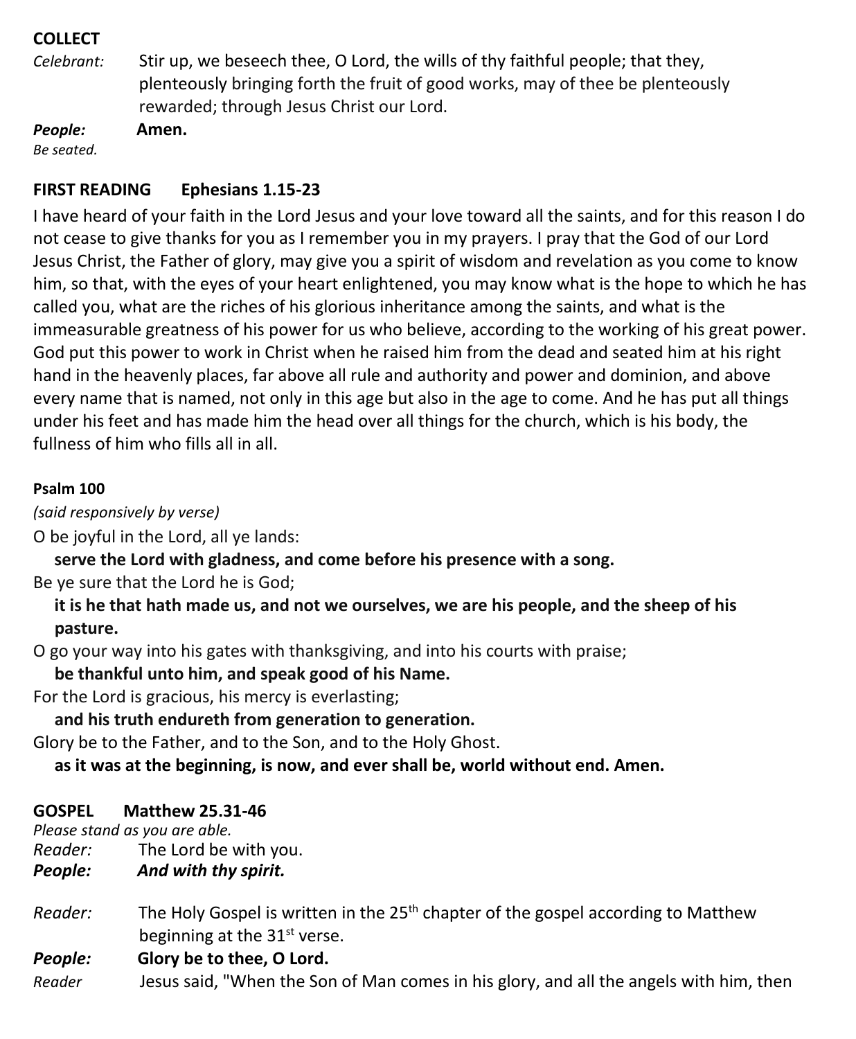**COLLECT**

*Celebrant:* Stir up, we beseech thee, O Lord, the wills of thy faithful people; that they, plenteously bringing forth the fruit of good works, may of thee be plenteously rewarded; through Jesus Christ our Lord.

***People:*** **Amen.**

*Be seated.*

**FIRST READING Ephesians 1.15-23**

I have heard of your faith in the Lord Jesus and your love toward all the saints, and for this reason I do not cease to give thanks for you as I remember you in my prayers. I pray that the God of our Lord Jesus Christ, the Father of glory, may give you a spirit of wisdom and revelation as you come to know him, so that, with the eyes of your heart enlightened, you may know what is the hope to which he has called you, what are the riches of his glorious inheritance among the saints, and what is the immeasurable greatness of his power for us who believe, according to the working of his great power. God put this power to work in Christ when he raised him from the dead and seated him at his right hand in the heavenly places, far above all rule and authority and power and dominion, and above every name that is named, not only in this age but also in the age to come. And he has put all things under his feet and has made him the head over all things for the church, which is his body, the fullness of him who fills all in all.

**Psalm 100**

*(said responsively by verse)*

O be joyful in the Lord, all ye lands:
**serve the Lord with gladness, and come before his presence with a song.**
Be ye sure that the Lord he is God;
**it is he that hath made us, and not we ourselves, we are his people, and the sheep of his pasture.**
O go your way into his gates with thanksgiving, and into his courts with praise;
**be thankful unto him, and speak good of his Name.**
For the Lord is gracious, his mercy is everlasting;
**and his truth endureth from generation to generation.**
Glory be to the Father, and to the Son, and to the Holy Ghost.
**as it was at the beginning, is now, and ever shall be, world without end. Amen.**

**GOSPEL Matthew 25.31-46**

*Please stand as you are able.*

*Reader:* The Lord be with you.

***People:*** ***And with thy spirit.***

*Reader:* The Holy Gospel is written in the 25th chapter of the gospel according to Matthew beginning at the 31st verse.

***People:*** **Glory be to thee, O Lord.**

*Reader* Jesus said, "When the Son of Man comes in his glory, and all the angels with him, then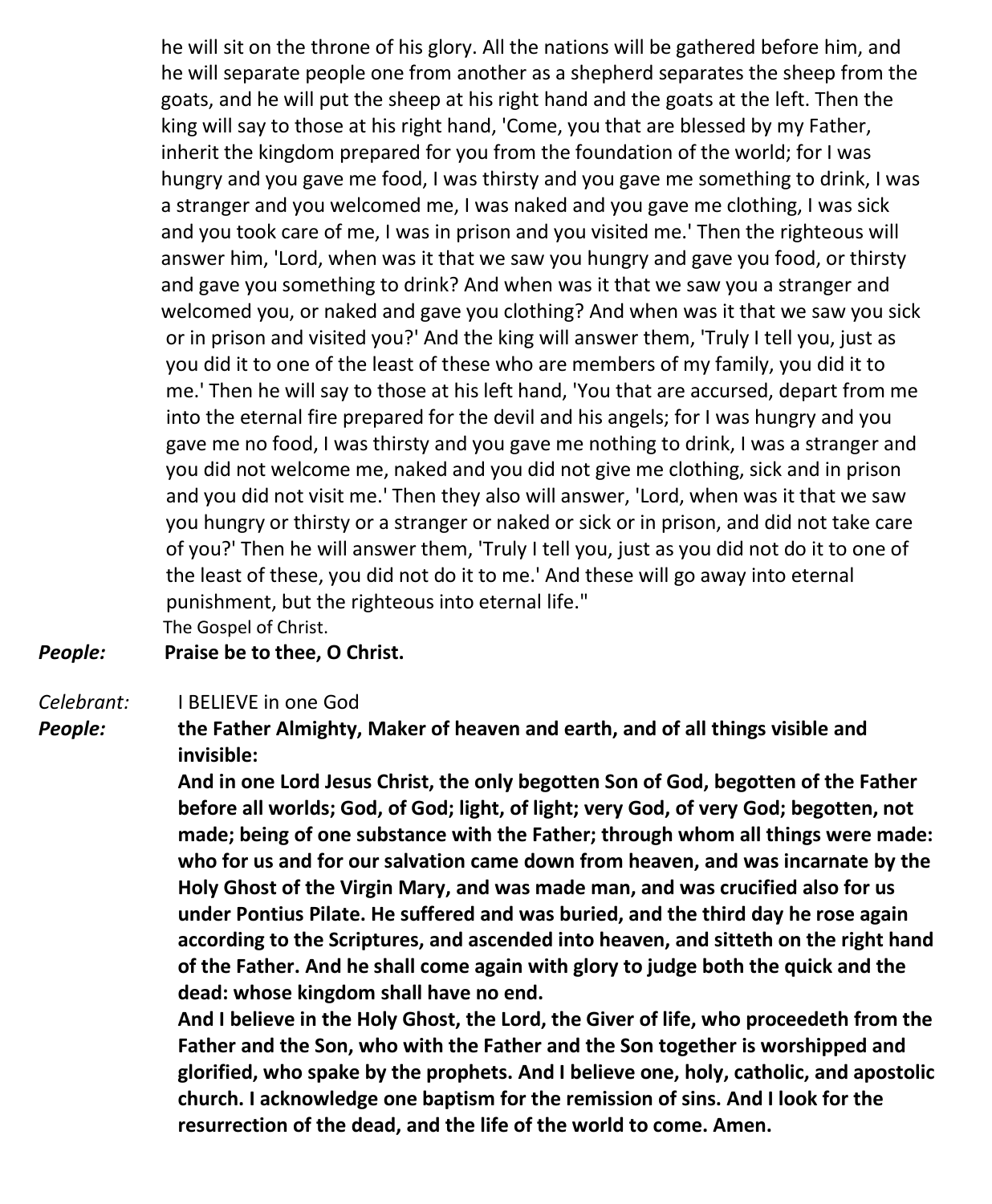he will sit on the throne of his glory. All the nations will be gathered before him, and he will separate people one from another as a shepherd separates the sheep from the goats, and he will put the sheep at his right hand and the goats at the left. Then the king will say to those at his right hand, 'Come, you that are blessed by my Father, inherit the kingdom prepared for you from the foundation of the world; for I was hungry and you gave me food, I was thirsty and you gave me something to drink, I was a stranger and you welcomed me, I was naked and you gave me clothing, I was sick and you took care of me, I was in prison and you visited me.' Then the righteous will answer him, 'Lord, when was it that we saw you hungry and gave you food, or thirsty and gave you something to drink? And when was it that we saw you a stranger and welcomed you, or naked and gave you clothing? And when was it that we saw you sick or in prison and visited you?' And the king will answer them, 'Truly I tell you, just as you did it to one of the least of these who are members of my family, you did it to me.' Then he will say to those at his left hand, 'You that are accursed, depart from me into the eternal fire prepared for the devil and his angels; for I was hungry and you gave me no food, I was thirsty and you gave me nothing to drink, I was a stranger and you did not welcome me, naked and you did not give me clothing, sick and in prison and you did not visit me.' Then they also will answer, 'Lord, when was it that we saw you hungry or thirsty or a stranger or naked or sick or in prison, and did not take care of you?' Then he will answer them, 'Truly I tell you, just as you did not do it to one of the least of these, you did not do it to me.' And these will go away into eternal punishment, but the righteous into eternal life."

The Gospel of Christ.

***People:*** **Praise be to thee, O Christ.**

*Celebrant:* I BELIEVE in one God

***People:*** **the Father Almighty, Maker of heaven and earth, and of all things visible and invisible:**

**And in one Lord Jesus Christ, the only begotten Son of God, begotten of the Father before all worlds; God, of God; light, of light; very God, of very God; begotten, not made; being of one substance with the Father; through whom all things were made: who for us and for our salvation came down from heaven, and was incarnate by the Holy Ghost of the Virgin Mary, and was made man, and was crucified also for us under Pontius Pilate. He suffered and was buried, and the third day he rose again according to the Scriptures, and ascended into heaven, and sitteth on the right hand of the Father. And he shall come again with glory to judge both the quick and the dead: whose kingdom shall have no end.**

**And I believe in the Holy Ghost, the Lord, the Giver of life, who proceedeth from the Father and the Son, who with the Father and the Son together is worshipped and glorified, who spake by the prophets. And I believe one, holy, catholic, and apostolic church. I acknowledge one baptism for the remission of sins. And I look for the resurrection of the dead, and the life of the world to come. Amen.**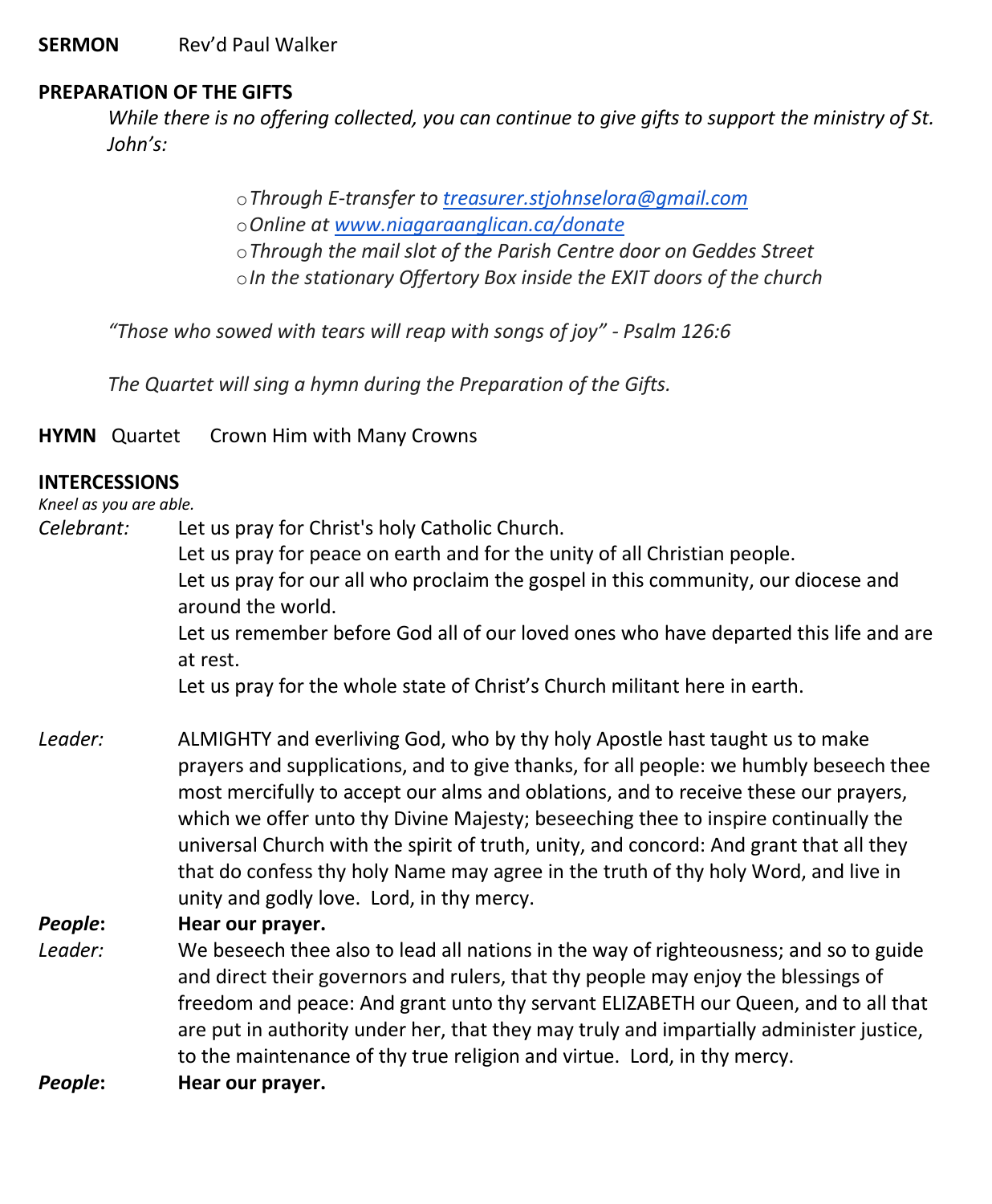**SERMON** Rev'd Paul Walker

**PREPARATION OF THE GIFTS**

*While there is no offering collected, you can continue to give gifts to support the ministry of St. John's:*

- *Through E-transfer to [treasurer.stjohnselora@gmail.com](mailto:treasurer.stjohnselora@gmail.com)*
- *Online at [www.niagaraanglican.ca/donate](http://www.niagaraanglican.ca/donate)*
- *Through the mail slot of the Parish Centre door on Geddes Street*
- *In the stationary Offertory Box inside the EXIT doors of the church*

*"Those who sowed with tears will reap with songs of joy" - Psalm 126:6*

*The Quartet will sing a hymn during the Preparation of the Gifts.*

**HYMN** Quartet Crown Him with Many Crowns

**INTERCESSIONS**

*Kneel as you are able.*

*Celebrant:* Let us pray for Christ's holy Catholic Church.
Let us pray for peace on earth and for the unity of all Christian people.
Let us pray for our all who proclaim the gospel in this community, our diocese and around the world.
Let us remember before God all of our loved ones who have departed this life and are at rest.
Let us pray for the whole state of Christ's Church militant here in earth.

*Leader:* ALMIGHTY and everliving God, who by thy holy Apostle hast taught us to make prayers and supplications, and to give thanks, for all people: we humbly beseech thee most mercifully to accept our alms and oblations, and to receive these our prayers, which we offer unto thy Divine Majesty; beseeching thee to inspire continually the universal Church with the spirit of truth, unity, and concord: And grant that all they that do confess thy holy Name may agree in the truth of thy holy Word, and live in unity and godly love. Lord, in thy mercy.

***People*:** **Hear our prayer.**

*Leader:* We beseech thee also to lead all nations in the way of righteousness; and so to guide and direct their governors and rulers, that thy people may enjoy the blessings of freedom and peace: And grant unto thy servant ELIZABETH our Queen, and to all that are put in authority under her, that they may truly and impartially administer justice, to the maintenance of thy true religion and virtue. Lord, in thy mercy.

***People*:** **Hear our prayer.**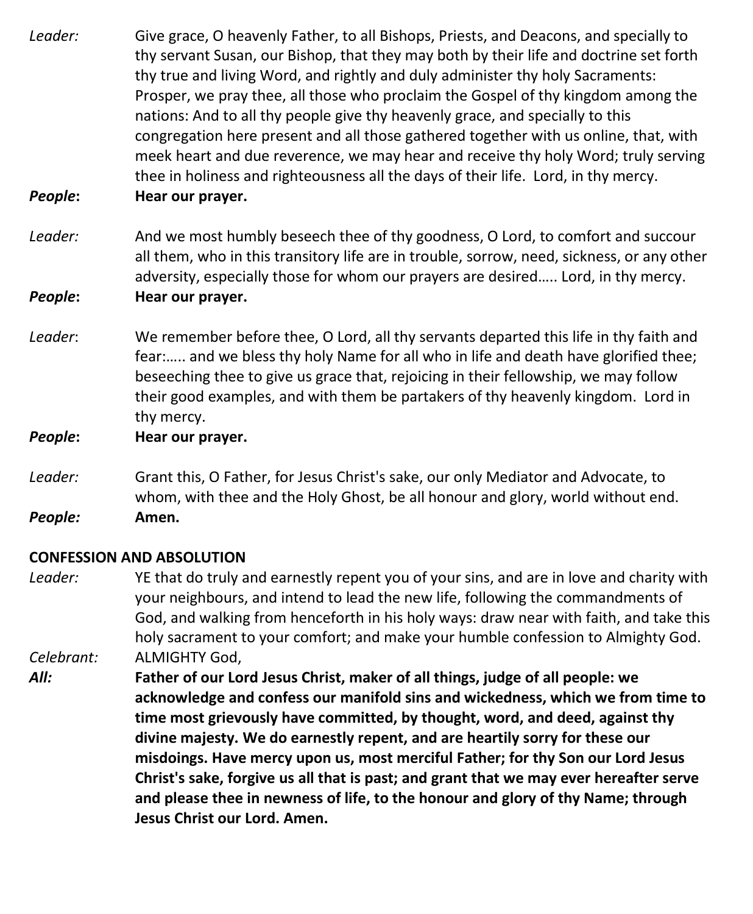*Leader:* Give grace, O heavenly Father, to all Bishops, Priests, and Deacons, and specially to thy servant Susan, our Bishop, that they may both by their life and doctrine set forth thy true and living Word, and rightly and duly administer thy holy Sacraments: Prosper, we pray thee, all those who proclaim the Gospel of thy kingdom among the nations: And to all thy people give thy heavenly grace, and specially to this congregation here present and all those gathered together with us online, that, with meek heart and due reverence, we may hear and receive thy holy Word; truly serving thee in holiness and righteousness all the days of their life. Lord, in thy mercy.

***People*:** **Hear our prayer.**

*Leader:* And we most humbly beseech thee of thy goodness, O Lord, to comfort and succour all them, who in this transitory life are in trouble, sorrow, need, sickness, or any other adversity, especially those for whom our prayers are desired….. Lord, in thy mercy.

***People*:** **Hear our prayer.**

*Leader*: We remember before thee, O Lord, all thy servants departed this life in thy faith and fear:….. and we bless thy holy Name for all who in life and death have glorified thee; beseeching thee to give us grace that, rejoicing in their fellowship, we may follow their good examples, and with them be partakers of thy heavenly kingdom. Lord in thy mercy.

***People*:** **Hear our prayer.**

*Leader:* Grant this, O Father, for Jesus Christ's sake, our only Mediator and Advocate, to whom, with thee and the Holy Ghost, be all honour and glory, world without end.

***People:*** **Amen.**

**CONFESSION AND ABSOLUTION**

*Leader:* YE that do truly and earnestly repent you of your sins, and are in love and charity with your neighbours, and intend to lead the new life, following the commandments of God, and walking from henceforth in his holy ways: draw near with faith, and take this holy sacrament to your comfort; and make your humble confession to Almighty God.

*Celebrant:* ALMIGHTY God,

***All:*** **Father of our Lord Jesus Christ, maker of all things, judge of all people: we acknowledge and confess our manifold sins and wickedness, which we from time to time most grievously have committed, by thought, word, and deed, against thy divine majesty. We do earnestly repent, and are heartily sorry for these our misdoings. Have mercy upon us, most merciful Father; for thy Son our Lord Jesus Christ's sake, forgive us all that is past; and grant that we may ever hereafter serve and please thee in newness of life, to the honour and glory of thy Name; through Jesus Christ our Lord. Amen.**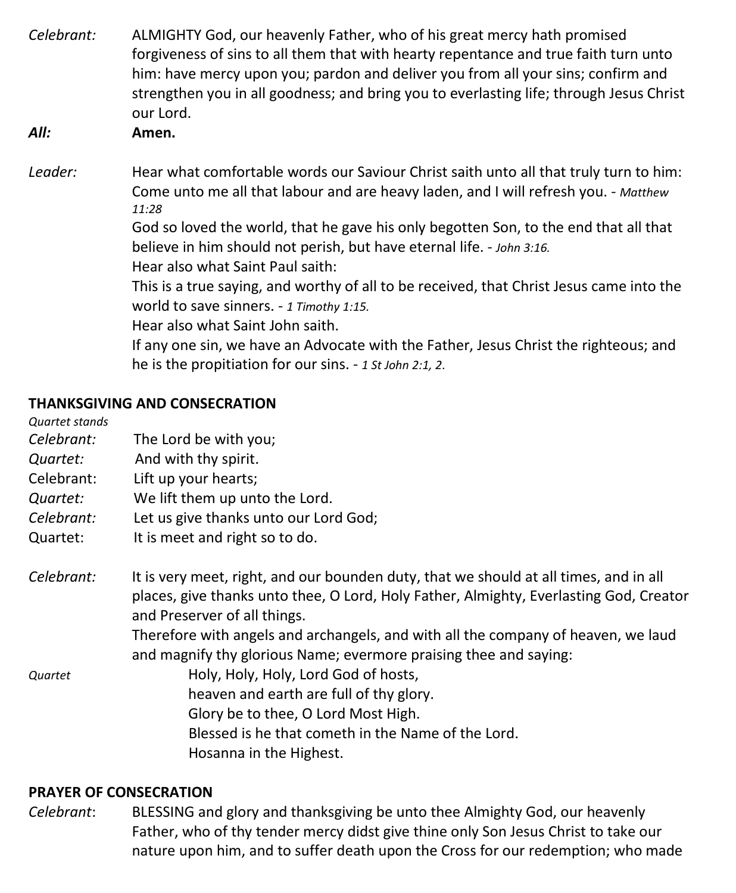*Celebrant:* ALMIGHTY God, our heavenly Father, who of his great mercy hath promised forgiveness of sins to all them that with hearty repentance and true faith turn unto him: have mercy upon you; pardon and deliver you from all your sins; confirm and strengthen you in all goodness; and bring you to everlasting life; through Jesus Christ our Lord.

***All:*** **Amen.**

*Leader:* Hear what comfortable words our Saviour Christ saith unto all that truly turn to him:
Come unto me all that labour and are heavy laden, and I will refresh you. - *Matthew 11:28*
God so loved the world, that he gave his only begotten Son, to the end that all that believe in him should not perish, but have eternal life. - *John 3:16.*
Hear also what Saint Paul saith:
This is a true saying, and worthy of all to be received, that Christ Jesus came into the world to save sinners. - *1 Timothy 1:15.*
Hear also what Saint John saith.
If any one sin, we have an Advocate with the Father, Jesus Christ the righteous; and he is the propitiation for our sins. - *1 St John 2:1, 2.*

**THANKSGIVING AND CONSECRATION**

*Quartet stands*

*Celebrant:* The Lord be with you;
*Quartet:* And with thy spirit.
Celebrant: Lift up your hearts;
*Quartet:* We lift them up unto the Lord.
*Celebrant:* Let us give thanks unto our Lord God;
Quartet: It is meet and right so to do.

*Celebrant:* It is very meet, right, and our bounden duty, that we should at all times, and in all places, give thanks unto thee, O Lord, Holy Father, Almighty, Everlasting God, Creator and Preserver of all things.
Therefore with angels and archangels, and with all the company of heaven, we laud and magnify thy glorious Name; evermore praising thee and saying:

*Quartet*
Holy, Holy, Holy, Lord God of hosts,
heaven and earth are full of thy glory.
Glory be to thee, O Lord Most High.
Blessed is he that cometh in the Name of the Lord.
Hosanna in the Highest.

**PRAYER OF CONSECRATION**

*Celebrant*: BLESSING and glory and thanksgiving be unto thee Almighty God, our heavenly Father, who of thy tender mercy didst give thine only Son Jesus Christ to take our nature upon him, and to suffer death upon the Cross for our redemption; who made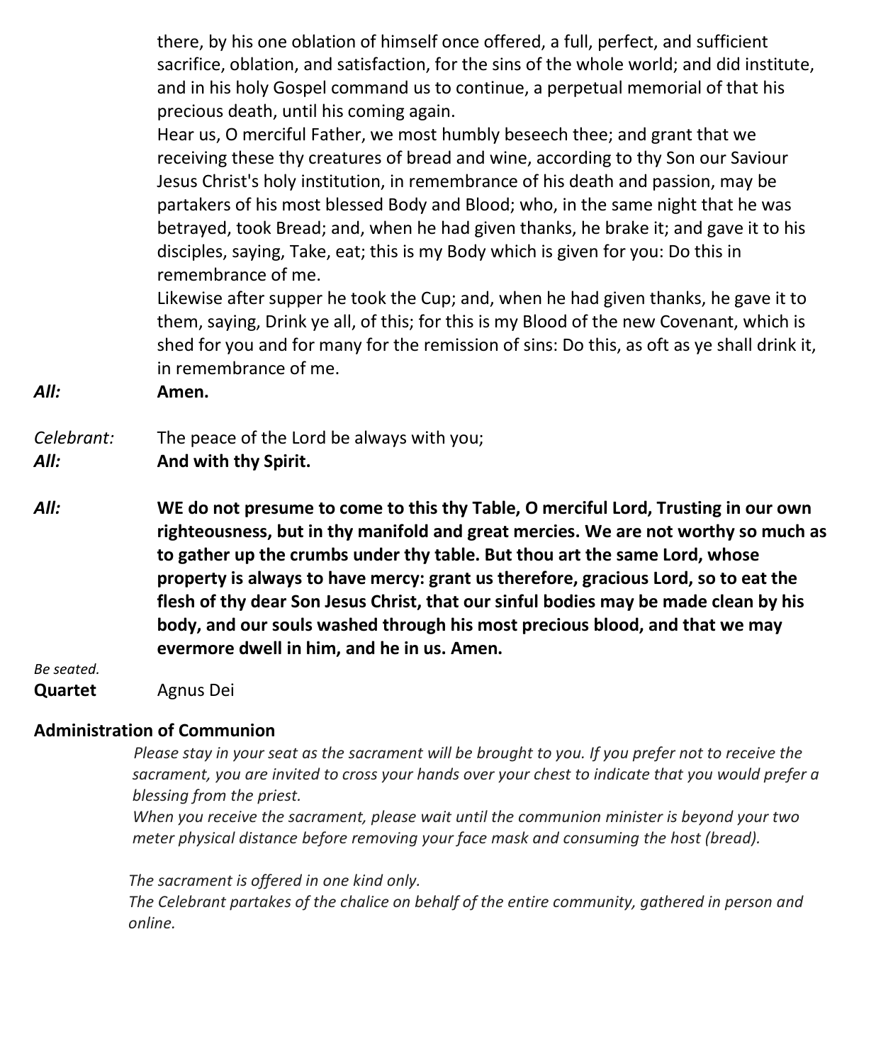there, by his one oblation of himself once offered, a full, perfect, and sufficient sacrifice, oblation, and satisfaction, for the sins of the whole world; and did institute, and in his holy Gospel command us to continue, a perpetual memorial of that his precious death, until his coming again.

Hear us, O merciful Father, we most humbly beseech thee; and grant that we receiving these thy creatures of bread and wine, according to thy Son our Saviour Jesus Christ's holy institution, in remembrance of his death and passion, may be partakers of his most blessed Body and Blood; who, in the same night that he was betrayed, took Bread; and, when he had given thanks, he brake it; and gave it to his disciples, saying, Take, eat; this is my Body which is given for you: Do this in remembrance of me.

Likewise after supper he took the Cup; and, when he had given thanks, he gave it to them, saying, Drink ye all, of this; for this is my Blood of the new Covenant, which is shed for you and for many for the remission of sins: Do this, as oft as ye shall drink it, in remembrance of me.

***All:*** **Amen.**

*Celebrant:* The peace of the Lord be always with you;

***All:*** **And with thy Spirit.**

***All:*** **WE do not presume to come to this thy Table, O merciful Lord, Trusting in our own righteousness, but in thy manifold and great mercies. We are not worthy so much as to gather up the crumbs under thy table. But thou art the same Lord, whose property is always to have mercy: grant us therefore, gracious Lord, so to eat the flesh of thy dear Son Jesus Christ, that our sinful bodies may be made clean by his body, and our souls washed through his most precious blood, and that we may evermore dwell in him, and he in us. Amen.**

*Be seated.*

**Quartet** Agnus Dei

**Administration of Communion**

*Please stay in your seat as the sacrament will be brought to you. If you prefer not to receive the sacrament, you are invited to cross your hands over your chest to indicate that you would prefer a blessing from the priest.*

*When you receive the sacrament, please wait until the communion minister is beyond your two meter physical distance before removing your face mask and consuming the host (bread).*

*The sacrament is offered in one kind only.*

*The Celebrant partakes of the chalice on behalf of the entire community, gathered in person and online.*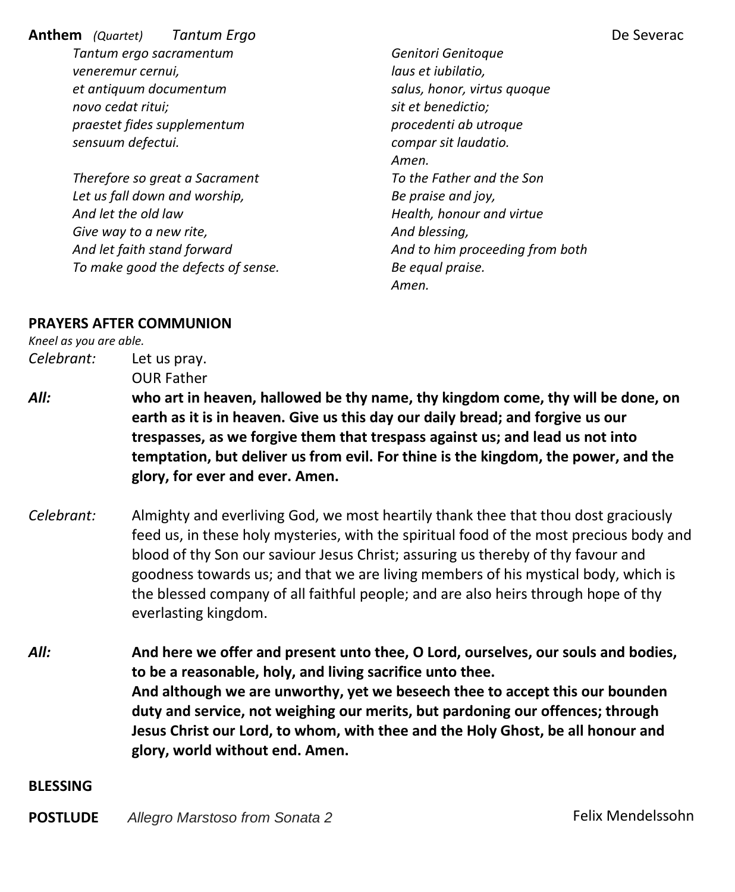**Anthem** *(Quartet)* *Tantum Ergo* De Severac

*Tantum ergo sacramentum*
*veneremur cernui,*
*et antiquum documentum*
*novo cedat ritui;*
*praestet fides supplementum*
*sensuum defectui.*

*Therefore so great a Sacrament*
*Let us fall down and worship,*
*And let the old law*
*Give way to a new rite,*
*And let faith stand forward*
*To make good the defects of sense.*

*Genitori Genitoque*
*laus et iubilatio,*
*salus, honor, virtus quoque*
*sit et benedictio;*
*procedenti ab utroque*
*compar sit laudatio.*
*Amen.*
*To the Father and the Son*
*Be praise and joy,*
*Health, honour and virtue*
*And blessing,*
*And to him proceeding from both*
*Be equal praise.*
*Amen.*

**PRAYERS AFTER COMMUNION**

*Kneel as you are able.*

*Celebrant:* Let us pray.
OUR Father

***All:*** **who art in heaven, hallowed be thy name, thy kingdom come, thy will be done, on earth as it is in heaven. Give us this day our daily bread; and forgive us our trespasses, as we forgive them that trespass against us; and lead us not into temptation, but deliver us from evil. For thine is the kingdom, the power, and the glory, for ever and ever. Amen.**

*Celebrant:* Almighty and everliving God, we most heartily thank thee that thou dost graciously feed us, in these holy mysteries, with the spiritual food of the most precious body and blood of thy Son our saviour Jesus Christ; assuring us thereby of thy favour and goodness towards us; and that we are living members of his mystical body, which is the blessed company of all faithful people; and are also heirs through hope of thy everlasting kingdom.

***All:*** **And here we offer and present unto thee, O Lord, ourselves, our souls and bodies, to be a reasonable, holy, and living sacrifice unto thee.**
**And although we are unworthy, yet we beseech thee to accept this our bounden duty and service, not weighing our merits, but pardoning our offences; through Jesus Christ our Lord, to whom, with thee and the Holy Ghost, be all honour and glory, world without end. Amen.**

**BLESSING**

**POSTLUDE** *Allegro Marstoso from Sonata 2* Felix Mendelssohn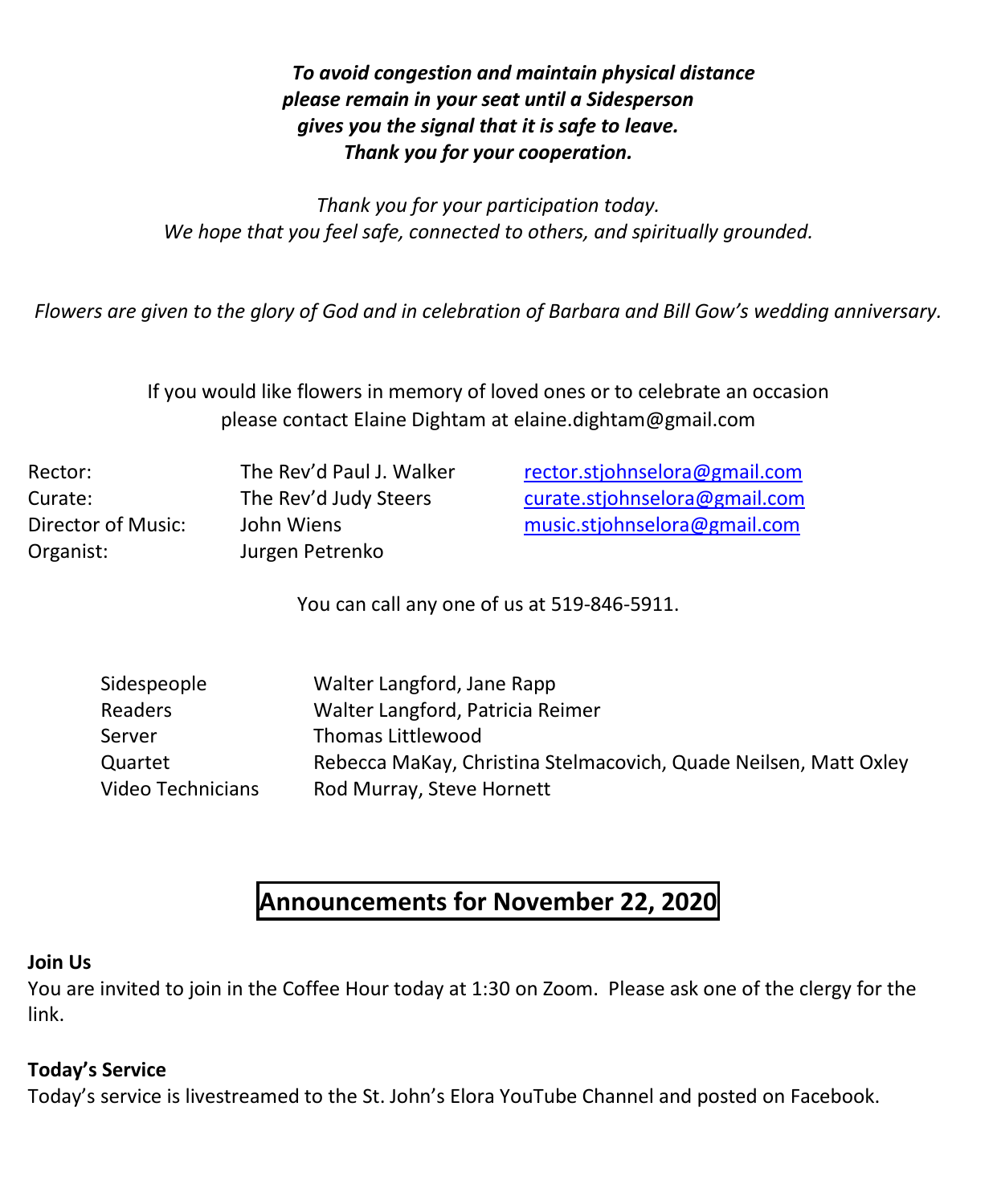***To avoid congestion and maintain physical distance***
***please remain in your seat until a Sidesperson***
***gives you the signal that it is safe to leave.***
***Thank you for your cooperation.***

*Thank you for your participation today.*
*We hope that you feel safe, connected to others, and spiritually grounded.*

*Flowers are given to the glory of God and in celebration of Barbara and Bill Gow's wedding anniversary.*

If you would like flowers in memory of loved ones or to celebrate an occasion
please contact Elaine Dightam at elaine.dightam@gmail.com

| | | |
|---|---|---|
| Rector: | The Rev'd Paul J. Walker | rector.stjohnselora@gmail.com |
| Curate: | The Rev'd Judy Steers | curate.stjohnselora@gmail.com |
| Director of Music: | John Wiens | music.stjohnselora@gmail.com |
| Organist: | Jurgen Petrenko | |

You can call any one of us at 519-846-5911.

| | |
|---|---|
| Sidespeople | Walter Langford, Jane Rapp |
| Readers | Walter Langford, Patricia Reimer |
| Server | Thomas Littlewood |
| Quartet | Rebecca MaKay, Christina Stelmacovich, Quade Neilsen, Matt Oxley |
| Video Technicians | Rod Murray, Steve Hornett |

## Announcements for November 22, 2020

**Join Us**
You are invited to join in the Coffee Hour today at 1:30 on Zoom. Please ask one of the clergy for the link.

**Today's Service**
Today's service is livestreamed to the St. John's Elora YouTube Channel and posted on Facebook.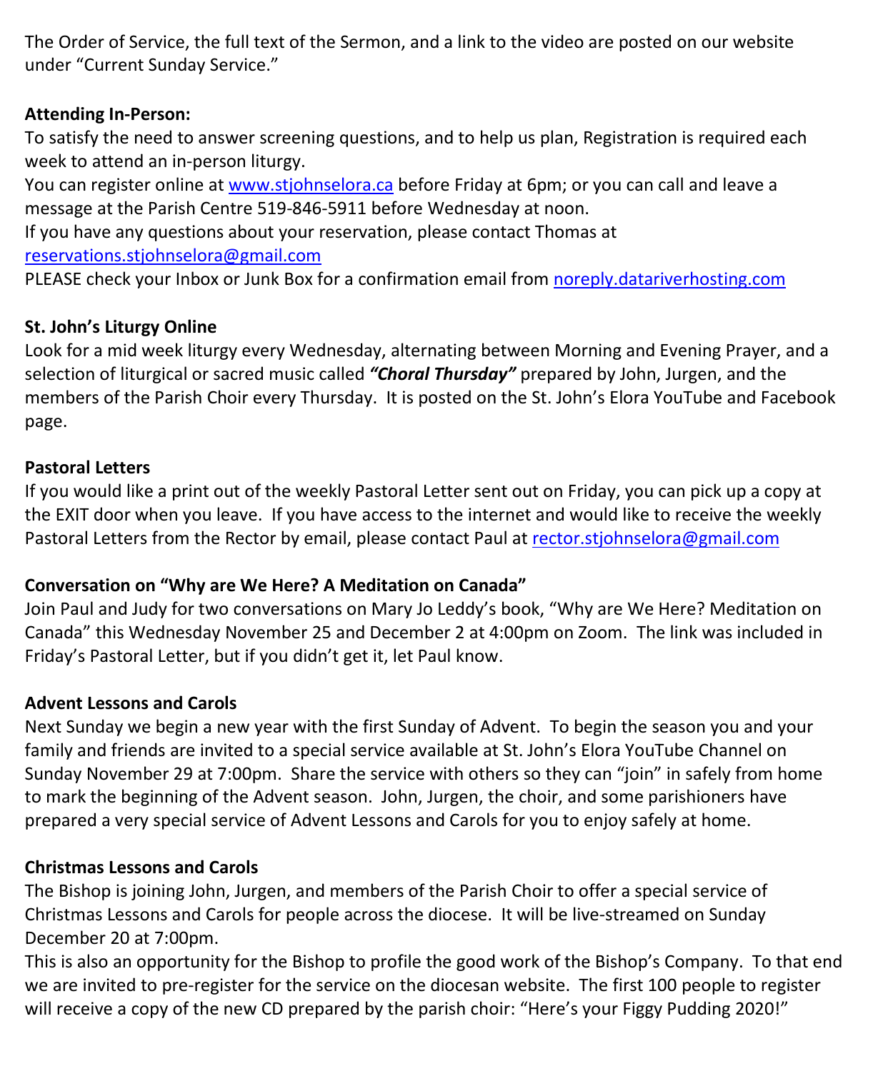The Order of Service, the full text of the Sermon, and a link to the video are posted on our website under "Current Sunday Service."

**Attending In-Person:**
To satisfy the need to answer screening questions, and to help us plan, Registration is required each week to attend an in-person liturgy.
You can register online at www.stjohnselora.ca before Friday at 6pm; or you can call and leave a message at the Parish Centre 519-846-5911 before Wednesday at noon.
If you have any questions about your reservation, please contact Thomas at reservations.stjohnselora@gmail.com
PLEASE check your Inbox or Junk Box for a confirmation email from noreply.datariverhosting.com

**St. John's Liturgy Online**
Look for a mid week liturgy every Wednesday, alternating between Morning and Evening Prayer, and a selection of liturgical or sacred music called ***"Choral Thursday"*** prepared by John, Jurgen, and the members of the Parish Choir every Thursday. It is posted on the St. John's Elora YouTube and Facebook page.

**Pastoral Letters**
If you would like a print out of the weekly Pastoral Letter sent out on Friday, you can pick up a copy at the EXIT door when you leave. If you have access to the internet and would like to receive the weekly Pastoral Letters from the Rector by email, please contact Paul at rector.stjohnselora@gmail.com

**Conversation on "Why are We Here? A Meditation on Canada"**
Join Paul and Judy for two conversations on Mary Jo Leddy's book, "Why are We Here? Meditation on Canada" this Wednesday November 25 and December 2 at 4:00pm on Zoom. The link was included in Friday's Pastoral Letter, but if you didn't get it, let Paul know.

**Advent Lessons and Carols**
Next Sunday we begin a new year with the first Sunday of Advent. To begin the season you and your family and friends are invited to a special service available at St. John's Elora YouTube Channel on Sunday November 29 at 7:00pm. Share the service with others so they can "join" in safely from home to mark the beginning of the Advent season. John, Jurgen, the choir, and some parishioners have prepared a very special service of Advent Lessons and Carols for you to enjoy safely at home.

**Christmas Lessons and Carols**
The Bishop is joining John, Jurgen, and members of the Parish Choir to offer a special service of Christmas Lessons and Carols for people across the diocese. It will be live-streamed on Sunday December 20 at 7:00pm.
This is also an opportunity for the Bishop to profile the good work of the Bishop's Company. To that end we are invited to pre-register for the service on the diocesan website. The first 100 people to register will receive a copy of the new CD prepared by the parish choir: "Here's your Figgy Pudding 2020!"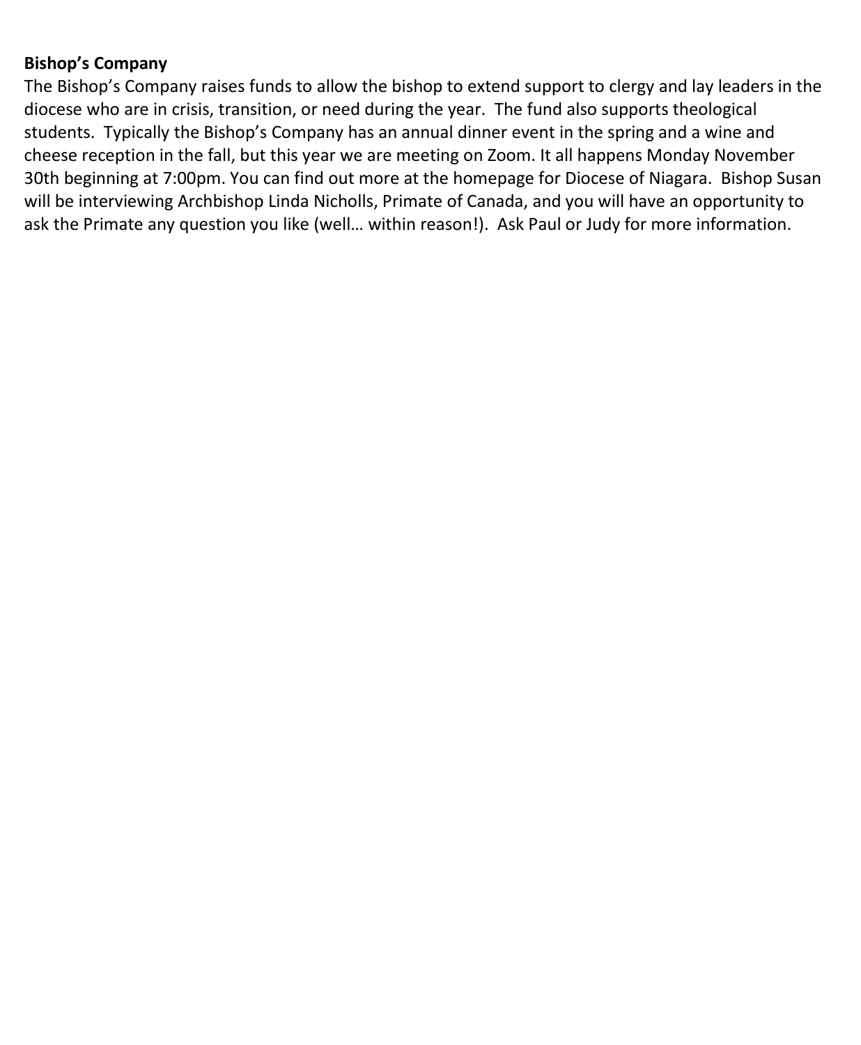**Bishop's Company**

The Bishop's Company raises funds to allow the bishop to extend support to clergy and lay leaders in the diocese who are in crisis, transition, or need during the year. The fund also supports theological students. Typically the Bishop's Company has an annual dinner event in the spring and a wine and cheese reception in the fall, but this year we are meeting on Zoom. It all happens Monday November 30th beginning at 7:00pm. You can find out more at the homepage for Diocese of Niagara. Bishop Susan will be interviewing Archbishop Linda Nicholls, Primate of Canada, and you will have an opportunity to ask the Primate any question you like (well… within reason!). Ask Paul or Judy for more information.